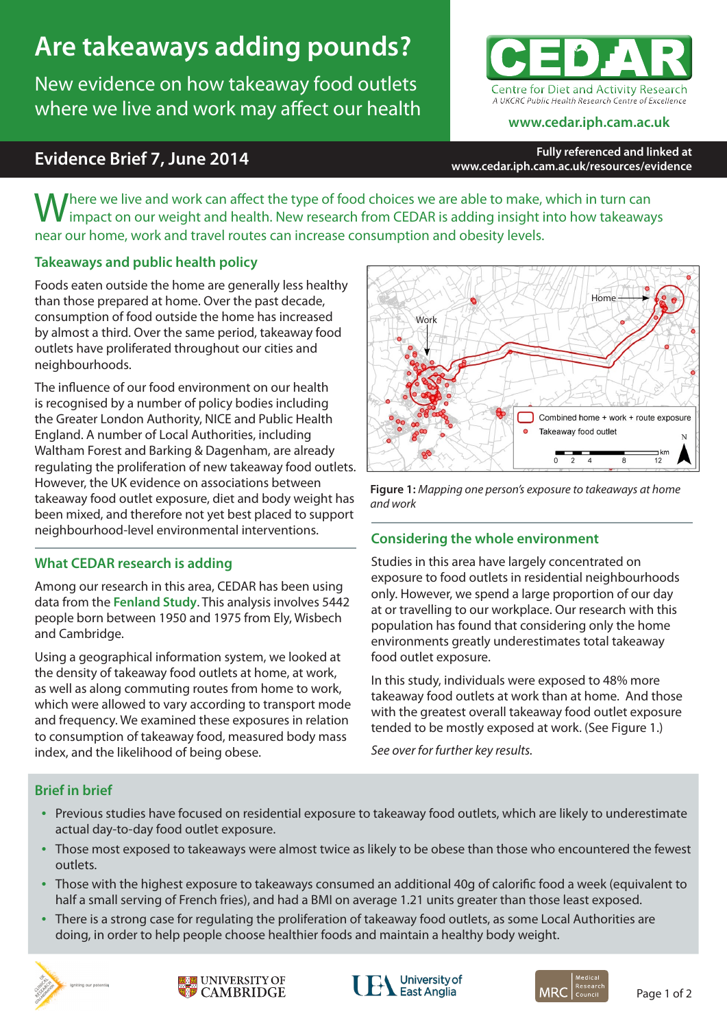# Are takeaways adding pounds?

New evidence on how takeaway food outlets where we live and work may affect our health

CEDAR
Centre for Diet and Activity Research
*A UKCRC Public Health Research Centre of Excellence*

www.cedar.iph.cam.ac.uk

## Evidence Brief 7, June 2014

**Fully referenced and linked at www.cedar.iph.cam.ac.uk/resources/evidence**

Where we live and work can affect the type of food choices we are able to make, which in turn can impact on our weight and health. New research from CEDAR is adding insight into how takeaways near our home, work and travel routes can increase consumption and obesity levels.

### Takeaways and public health policy

Foods eaten outside the home are generally less healthy than those prepared at home. Over the past decade, consumption of food outside the home has increased by almost a third. Over the same period, takeaway food outlets have proliferated throughout our cities and neighbourhoods.

The influence of our food environment on our health is recognised by a number of policy bodies including the Greater London Authority, NICE and Public Health England. A number of Local Authorities, including Waltham Forest and Barking & Dagenham, are already regulating the proliferation of new takeaway food outlets. However, the UK evidence on associations between takeaway food outlet exposure, diet and body weight has been mixed, and therefore not yet best placed to support neighbourhood-level environmental interventions.

### What CEDAR research is adding

Among our research in this area, CEDAR has been using data from the **Fenland Study**. This analysis involves 5442 people born between 1950 and 1975 from Ely, Wisbech and Cambridge.

Using a geographical information system, we looked at the density of takeaway food outlets at home, at work, as well as along commuting routes from home to work, which were allowed to vary according to transport mode and frequency. We examined these exposures in relation to consumption of takeaway food, measured body mass index, and the likelihood of being obese.

**Figure 1:** *Mapping one person's exposure to takeaways at home and work*

### Considering the whole environment

Studies in this area have largely concentrated on exposure to food outlets in residential neighbourhoods only. However, we spend a large proportion of our day at or travelling to our workplace. Our research with this population has found that considering only the home environments greatly underestimates total takeaway food outlet exposure.

In this study, individuals were exposed to 48% more takeaway food outlets at work than at home. And those with the greatest overall takeaway food outlet exposure tended to be mostly exposed at work. (See Figure 1.)

*See over for further key results.*

### Brief in brief

- Previous studies have focused on residential exposure to takeaway food outlets, which are likely to underestimate actual day-to-day food outlet exposure.
- Those most exposed to takeaways were almost twice as likely to be obese than those who encountered the fewest outlets.
- Those with the highest exposure to takeaways consumed an additional 40g of calorific food a week (equivalent to half a small serving of French fries), and had a BMI on average 1.21 units greater than those least exposed.
- There is a strong case for regulating the proliferation of takeaway food outlets, as some Local Authorities are doing, in order to help people choose healthier foods and maintain a healthy body weight.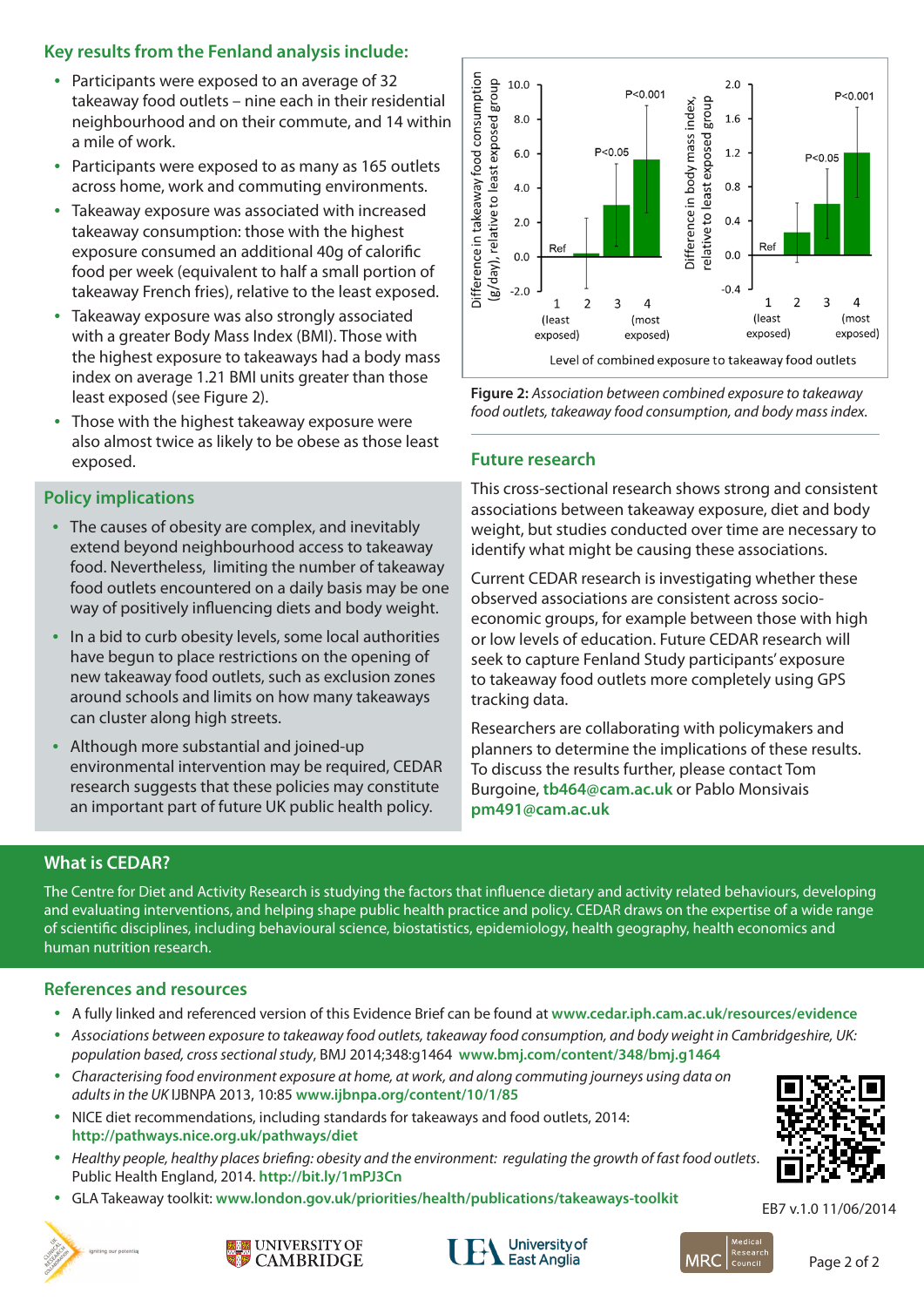## Key results from the Fenland analysis include:

- Participants were exposed to an average of 32 takeaway food outlets – nine each in their residential neighbourhood and on their commute, and 14 within a mile of work.
- Participants were exposed to as many as 165 outlets across home, work and commuting environments.
- Takeaway exposure was associated with increased takeaway consumption: those with the highest exposure consumed an additional 40g of calorific food per week (equivalent to half a small portion of takeaway French fries), relative to the least exposed.
- Takeaway exposure was also strongly associated with a greater Body Mass Index (BMI). Those with the highest exposure to takeaways had a body mass index on average 1.21 BMI units greater than those least exposed (see Figure 2).
- Those with the highest takeaway exposure were also almost twice as likely to be obese as those least exposed.

Difference in takeaway food consumption (g/day), relative to least exposed group
10.0
8.0
6.0
4.0
2.0
0.0
-2.0
Ref
P<0.05
P<0.001
1 (least exposed)
2
3
4 (most exposed)

Difference in body mass index, relative to least exposed group
2.0
1.6
1.2
0.8
0.4
0.0
-0.4
Ref
P<0.05
P<0.001
1 (least exposed)
2
3
4 (most exposed)

Level of combined exposure to takeaway food outlets

**Figure 2:** *Association between combined exposure to takeaway food outlets, takeaway food consumption, and body mass index.*

## Policy implications

- The causes of obesity are complex, and inevitably extend beyond neighbourhood access to takeaway food. Nevertheless, limiting the number of takeaway food outlets encountered on a daily basis may be one way of positively influencing diets and body weight.
- In a bid to curb obesity levels, some local authorities have begun to place restrictions on the opening of new takeaway food outlets, such as exclusion zones around schools and limits on how many takeaways can cluster along high streets.
- Although more substantial and joined-up environmental intervention may be required, CEDAR research suggests that these policies may constitute an important part of future UK public health policy.

## Future research

This cross-sectional research shows strong and consistent associations between takeaway exposure, diet and body weight, but studies conducted over time are necessary to identify what might be causing these associations.

Current CEDAR research is investigating whether these observed associations are consistent across socio-economic groups, for example between those with high or low levels of education. Future CEDAR research will seek to capture Fenland Study participants' exposure to takeaway food outlets more completely using GPS tracking data.

Researchers are collaborating with policymakers and planners to determine the implications of these results. To discuss the results further, please contact Tom Burgoine, **tb464@cam.ac.uk** or Pablo Monsivais **pm491@cam.ac.uk**

## What is CEDAR?

The Centre for Diet and Activity Research is studying the factors that influence dietary and activity related behaviours, developing and evaluating interventions, and helping shape public health practice and policy. CEDAR draws on the expertise of a wide range of scientific disciplines, including behavioural science, biostatistics, epidemiology, health geography, health economics and human nutrition research.

## References and resources

- A fully linked and referenced version of this Evidence Brief can be found at **www.cedar.iph.cam.ac.uk/resources/evidence**
- *Associations between exposure to takeaway food outlets, takeaway food consumption, and body weight in Cambridgeshire, UK: population based, cross sectional study*, BMJ 2014;348:g1464 **www.bmj.com/content/348/bmj.g1464**
- *Characterising food environment exposure at home, at work, and along commuting journeys using data on adults in the UK* IJBNPA 2013, 10:85 **www.ijbnpa.org/content/10/1/85**
- NICE diet recommendations, including standards for takeaways and food outlets, 2014: **http://pathways.nice.org.uk/pathways/diet**
- *Healthy people, healthy places briefing: obesity and the environment: regulating the growth of fast food outlets.* Public Health England, 2014. **http://bit.ly/1mPJ3Cn**
- GLA Takeaway toolkit: **www.london.gov.uk/priorities/health/publications/takeaways-toolkit**

EB7 v.1.0 11/06/2014